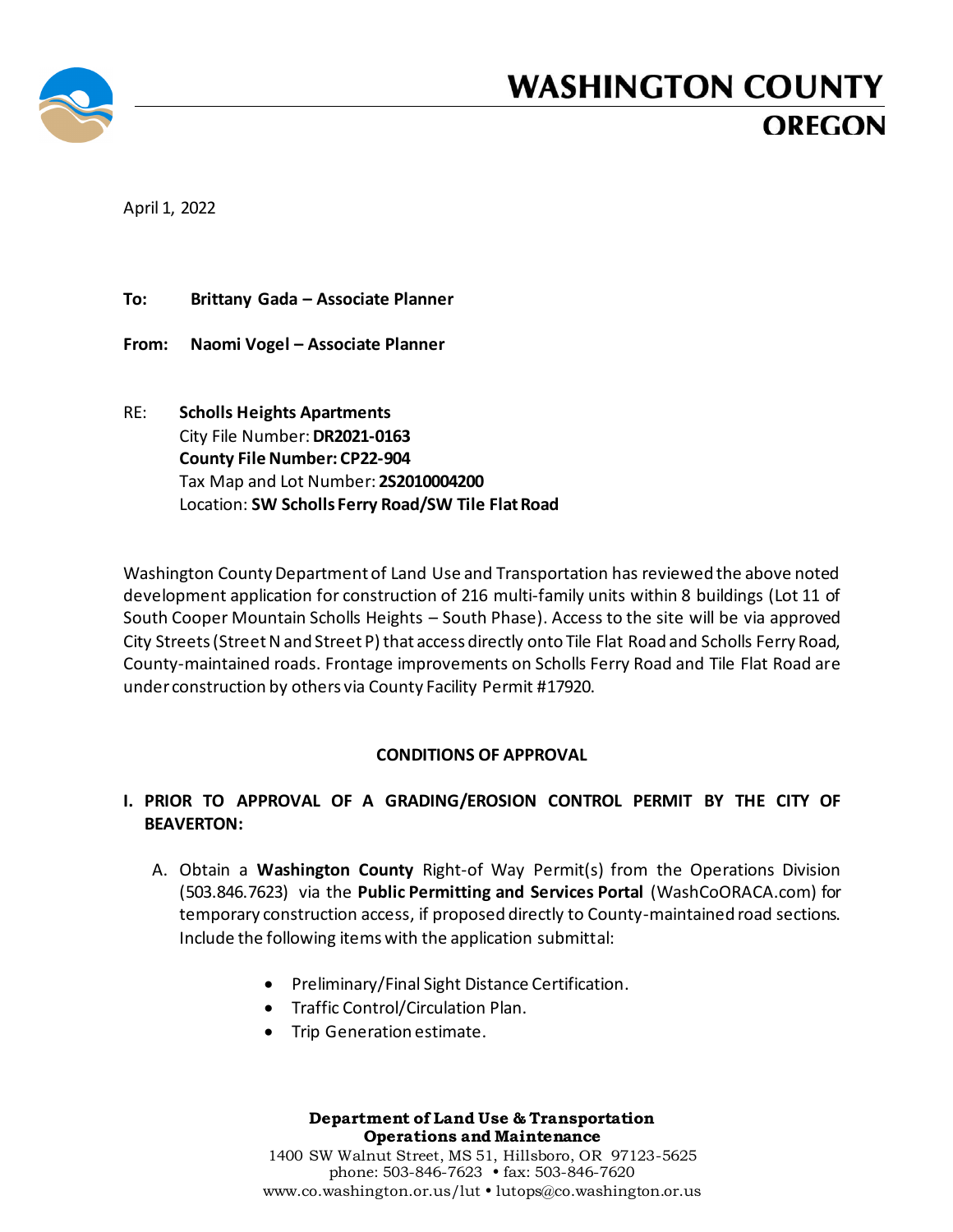# WASHINGTON COUNTY
## OREGON

April 1, 2022

**To:** **Brittany Gada – Associate Planner**

**From:** **Naomi Vogel – Associate Planner**

RE: **Scholls Heights Apartments**
City File Number: **DR2021-0163**
**County File Number: CP22-904**
Tax Map and Lot Number: **2S2010004200**
Location: **SW Scholls Ferry Road/SW Tile Flat Road**

Washington County Department of Land Use and Transportation has reviewed the above noted development application for construction of 216 multi-family units within 8 buildings (Lot 11 of South Cooper Mountain Scholls Heights – South Phase). Access to the site will be via approved City Streets (Street N and Street P) that access directly onto Tile Flat Road and Scholls Ferry Road, County-maintained roads. Frontage improvements on Scholls Ferry Road and Tile Flat Road are under construction by others via County Facility Permit #17920.

**CONDITIONS OF APPROVAL**

**I. PRIOR TO APPROVAL OF A GRADING/EROSION CONTROL PERMIT BY THE CITY OF BEAVERTON:**

A. Obtain a **Washington County** Right-of Way Permit(s) from the Operations Division (503.846.7623) via the **Public Permitting and Services Portal** (WashCoORACA.com) for temporary construction access, if proposed directly to County-maintained road sections. Include the following items with the application submittal:

- Preliminary/Final Sight Distance Certification.
- Traffic Control/Circulation Plan.
- Trip Generation estimate.

**Department of Land Use & Transportation**
**Operations and Maintenance**
1400 SW Walnut Street, MS 51, Hillsboro, OR 97123-5625
phone: 503-846-7623 • fax: 503-846-7620
www.co.washington.or.us/lut • lutops@co.washington.or.us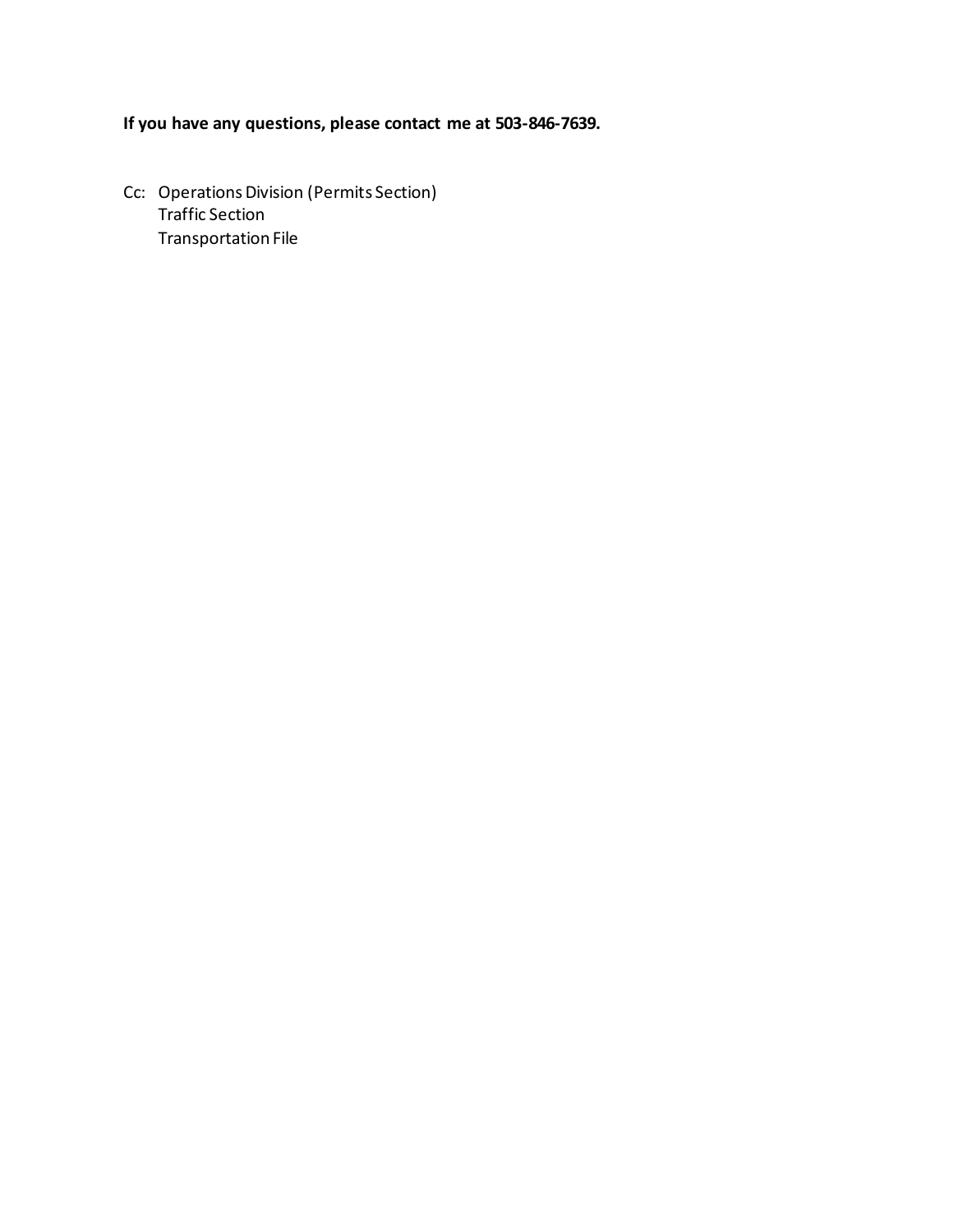**If you have any questions, please contact me at 503-846-7639.**

Cc: Operations Division (Permits Section)
Traffic Section
Transportation File